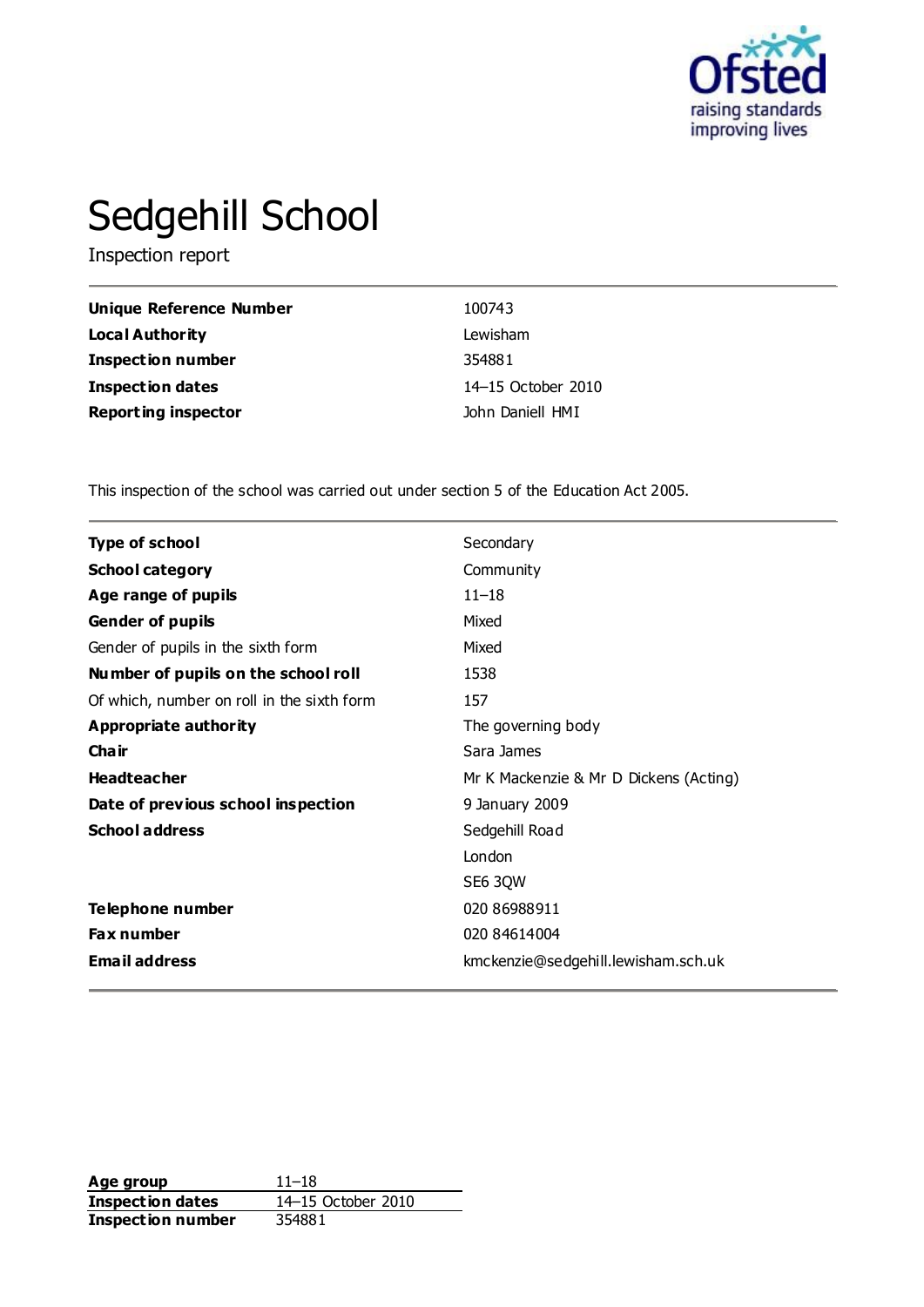# Sedgehill School

Inspection report

| | |
|---|---|
| **Unique Reference Number** | 100743 |
| **Local Authority** | Lewisham |
| **Inspection number** | 354881 |
| **Inspection dates** | 14–15 October 2010 |
| **Reporting inspector** | John Daniell HMI |

This inspection of the school was carried out under section 5 of the Education Act 2005.

| | |
|---|---|
| **Type of school** | Secondary |
| **School category** | Community |
| **Age range of pupils** | 11–18 |
| **Gender of pupils** | Mixed |
| Gender of pupils in the sixth form | Mixed |
| **Number of pupils on the school roll** | 1538 |
| Of which, number on roll in the sixth form | 157 |
| **Appropriate authority** | The governing body |
| **Chair** | Sara James |
| **Headteacher** | Mr K Mackenzie & Mr D Dickens (Acting) |
| **Date of previous school inspection** | 9 January 2009 |
| **School address** | Sedgehill Road<br>London<br>SE6 3QW |
| **Telephone number** | 020 86988911 |
| **Fax number** | 020 84614004 |
| **Email address** | kmckenzie@sedgehill.lewisham.sch.uk |

| | |
|---|---|
| **Age group** | 11–18 |
| **Inspection dates** | 14–15 October 2010 |
| **Inspection number** | 354881 |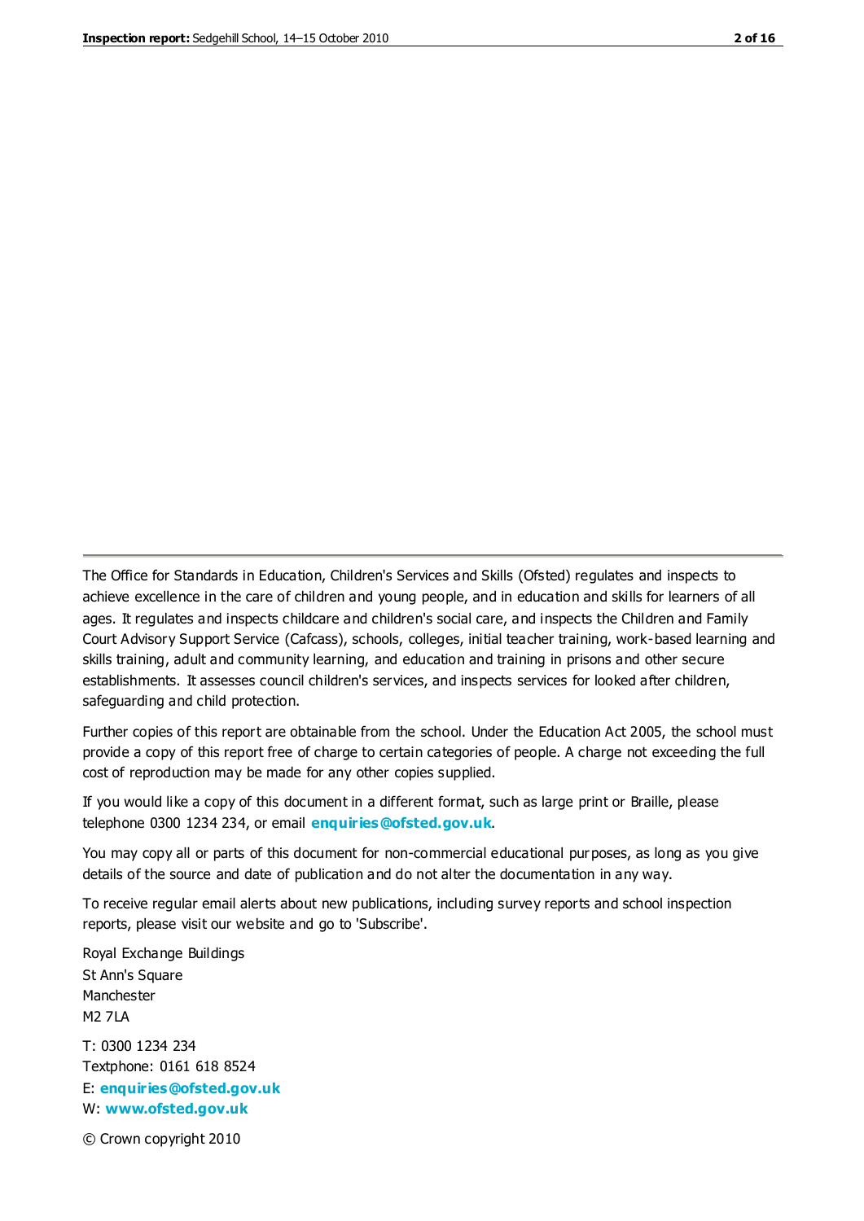The Office for Standards in Education, Children's Services and Skills (Ofsted) regulates and inspects to achieve excellence in the care of children and young people, and in education and skills for learners of all ages. It regulates and inspects childcare and children's social care, and inspects the Children and Family Court Advisory Support Service (Cafcass), schools, colleges, initial teacher training, work-based learning and skills training, adult and community learning, and education and training in prisons and other secure establishments. It assesses council children's services, and inspects services for looked after children, safeguarding and child protection.

Further copies of this report are obtainable from the school. Under the Education Act 2005, the school must provide a copy of this report free of charge to certain categories of people. A charge not exceeding the full cost of reproduction may be made for any other copies supplied.

If you would like a copy of this document in a different format, such as large print or Braille, please telephone 0300 1234 234, or email **enquiries@ofsted.gov.uk**.

You may copy all or parts of this document for non-commercial educational purposes, as long as you give details of the source and date of publication and do not alter the documentation in any way.

To receive regular email alerts about new publications, including survey reports and school inspection reports, please visit our website and go to 'Subscribe'.

Royal Exchange Buildings
St Ann's Square
Manchester
M2 7LA

T: 0300 1234 234
Textphone: 0161 618 8524
E: **enquiries@ofsted.gov.uk**
W: **www.ofsted.gov.uk**

© Crown copyright 2010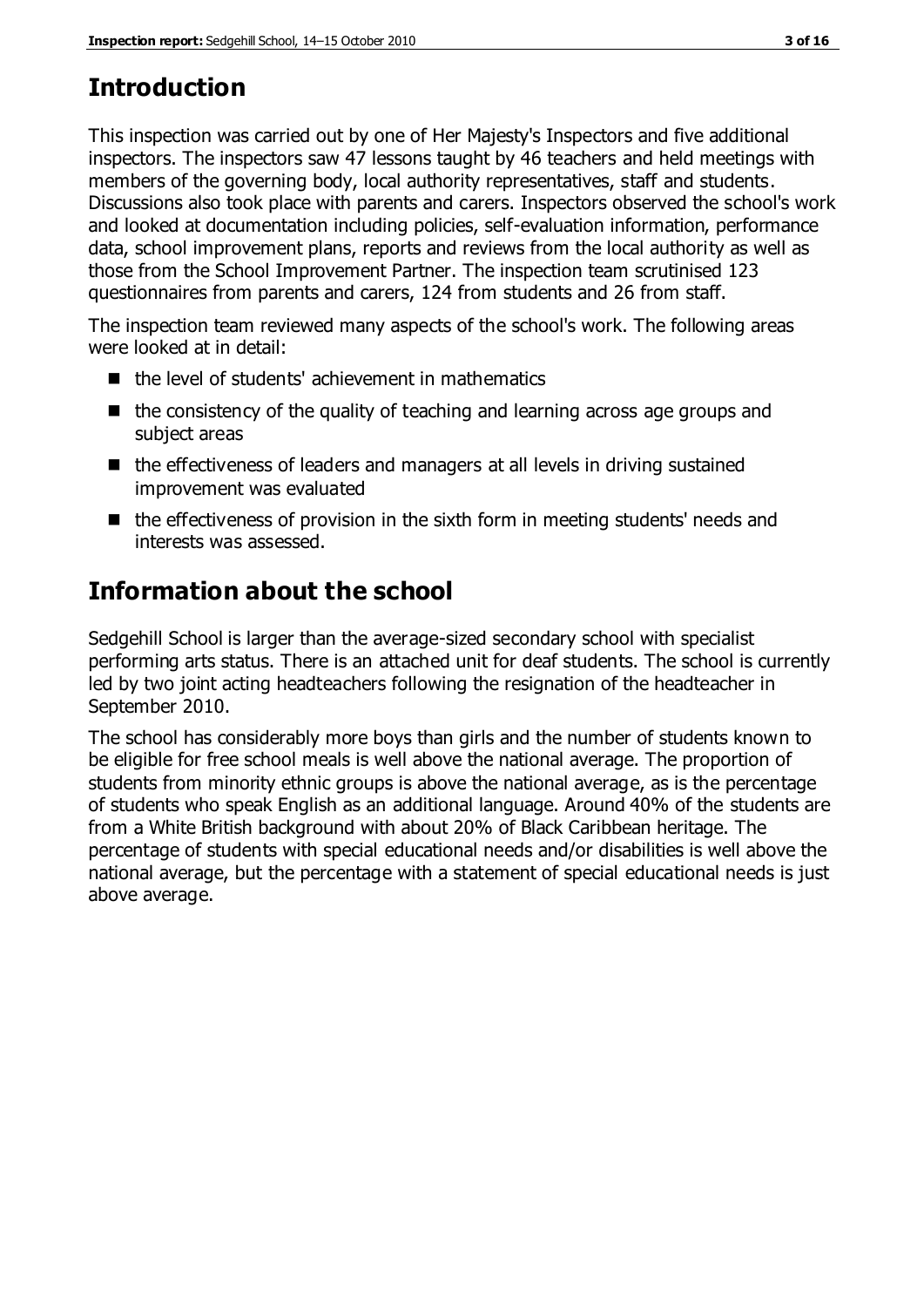# Introduction

This inspection was carried out by one of Her Majesty's Inspectors and five additional inspectors. The inspectors saw 47 lessons taught by 46 teachers and held meetings with members of the governing body, local authority representatives, staff and students. Discussions also took place with parents and carers. Inspectors observed the school's work and looked at documentation including policies, self-evaluation information, performance data, school improvement plans, reports and reviews from the local authority as well as those from the School Improvement Partner. The inspection team scrutinised 123 questionnaires from parents and carers, 124 from students and 26 from staff.

The inspection team reviewed many aspects of the school's work. The following areas were looked at in detail:

- the level of students' achievement in mathematics
- the consistency of the quality of teaching and learning across age groups and subject areas
- the effectiveness of leaders and managers at all levels in driving sustained improvement was evaluated
- the effectiveness of provision in the sixth form in meeting students' needs and interests was assessed.

# Information about the school

Sedgehill School is larger than the average-sized secondary school with specialist performing arts status. There is an attached unit for deaf students. The school is currently led by two joint acting headteachers following the resignation of the headteacher in September 2010.

The school has considerably more boys than girls and the number of students known to be eligible for free school meals is well above the national average. The proportion of students from minority ethnic groups is above the national average, as is the percentage of students who speak English as an additional language. Around 40% of the students are from a White British background with about 20% of Black Caribbean heritage. The percentage of students with special educational needs and/or disabilities is well above the national average, but the percentage with a statement of special educational needs is just above average.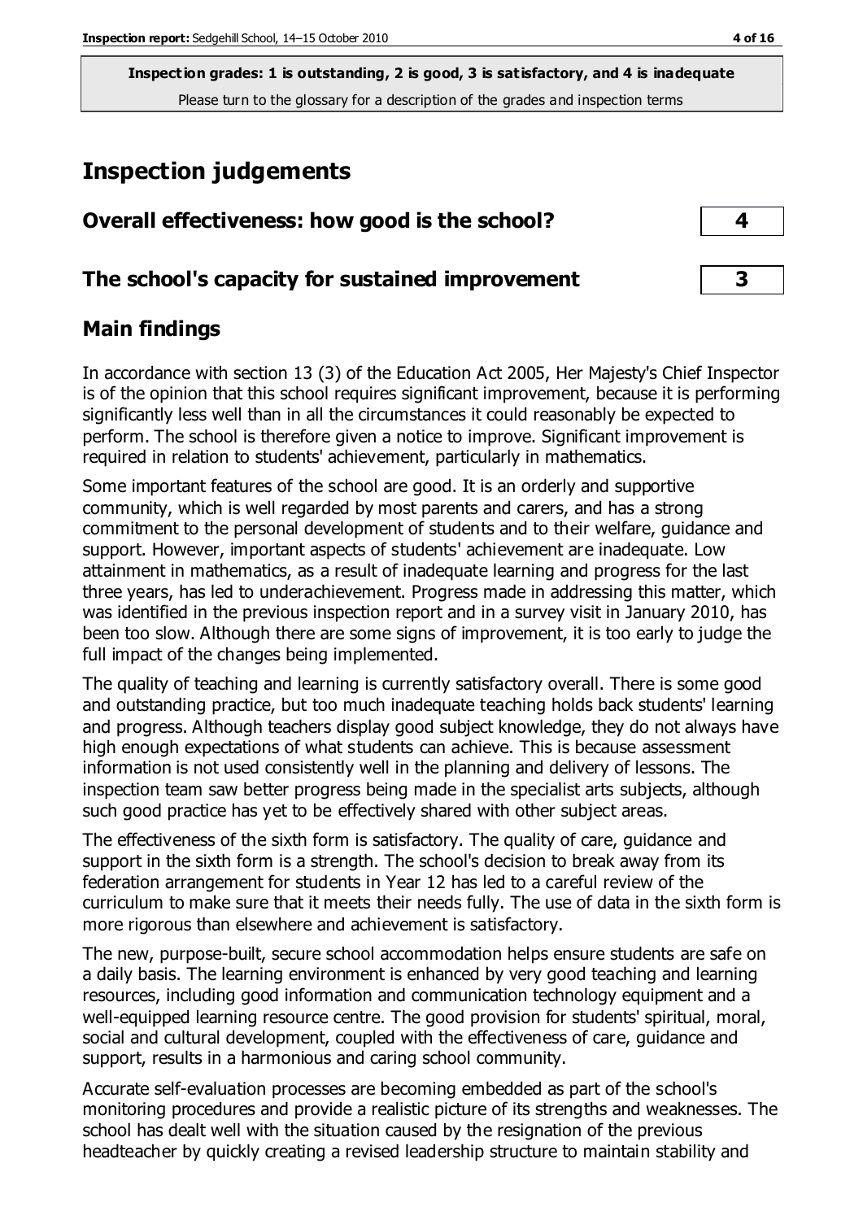**Inspection grades: 1 is outstanding, 2 is good, 3 is satisfactory, and 4 is inadequate**
Please turn to the glossary for a description of the grades and inspection terms

## Inspection judgements

### Overall effectiveness: how good is the school? — 4

### The school's capacity for sustained improvement — 3

## Main findings

In accordance with section 13 (3) of the Education Act 2005, Her Majesty's Chief Inspector is of the opinion that this school requires significant improvement, because it is performing significantly less well than in all the circumstances it could reasonably be expected to perform. The school is therefore given a notice to improve. Significant improvement is required in relation to students' achievement, particularly in mathematics.

Some important features of the school are good. It is an orderly and supportive community, which is well regarded by most parents and carers, and has a strong commitment to the personal development of students and to their welfare, guidance and support. However, important aspects of students' achievement are inadequate. Low attainment in mathematics, as a result of inadequate learning and progress for the last three years, has led to underachievement. Progress made in addressing this matter, which was identified in the previous inspection report and in a survey visit in January 2010, has been too slow. Although there are some signs of improvement, it is too early to judge the full impact of the changes being implemented.

The quality of teaching and learning is currently satisfactory overall. There is some good and outstanding practice, but too much inadequate teaching holds back students' learning and progress. Although teachers display good subject knowledge, they do not always have high enough expectations of what students can achieve. This is because assessment information is not used consistently well in the planning and delivery of lessons. The inspection team saw better progress being made in the specialist arts subjects, although such good practice has yet to be effectively shared with other subject areas.

The effectiveness of the sixth form is satisfactory. The quality of care, guidance and support in the sixth form is a strength. The school's decision to break away from its federation arrangement for students in Year 12 has led to a careful review of the curriculum to make sure that it meets their needs fully. The use of data in the sixth form is more rigorous than elsewhere and achievement is satisfactory.

The new, purpose-built, secure school accommodation helps ensure students are safe on a daily basis. The learning environment is enhanced by very good teaching and learning resources, including good information and communication technology equipment and a well-equipped learning resource centre. The good provision for students' spiritual, moral, social and cultural development, coupled with the effectiveness of care, guidance and support, results in a harmonious and caring school community.

Accurate self-evaluation processes are becoming embedded as part of the school's monitoring procedures and provide a realistic picture of its strengths and weaknesses. The school has dealt well with the situation caused by the resignation of the previous headteacher by quickly creating a revised leadership structure to maintain stability and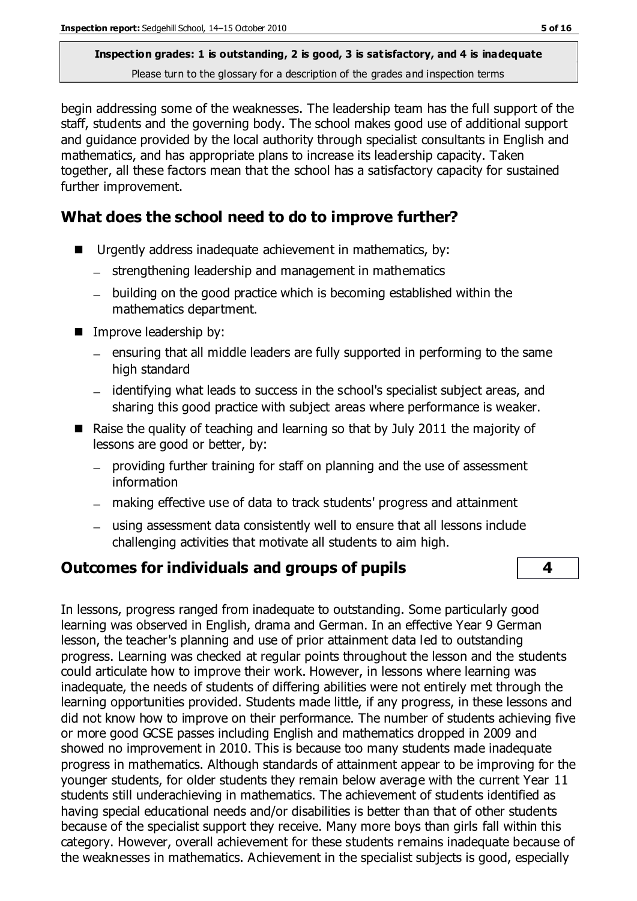begin addressing some of the weaknesses. The leadership team has the full support of the staff, students and the governing body. The school makes good use of additional support and guidance provided by the local authority through specialist consultants in English and mathematics, and has appropriate plans to increase its leadership capacity. Taken together, all these factors mean that the school has a satisfactory capacity for sustained further improvement.

## What does the school need to do to improve further?

- Urgently address inadequate achievement in mathematics, by:
  - strengthening leadership and management in mathematics
  - building on the good practice which is becoming established within the mathematics department.
- Improve leadership by:
  - ensuring that all middle leaders are fully supported in performing to the same high standard
  - identifying what leads to success in the school's specialist subject areas, and sharing this good practice with subject areas where performance is weaker.
- Raise the quality of teaching and learning so that by July 2011 the majority of lessons are good or better, by:
  - providing further training for staff on planning and the use of assessment information
  - making effective use of data to track students' progress and attainment
  - using assessment data consistently well to ensure that all lessons include challenging activities that motivate all students to aim high.

## Outcomes for individuals and groups of pupils — 4

In lessons, progress ranged from inadequate to outstanding. Some particularly good learning was observed in English, drama and German. In an effective Year 9 German lesson, the teacher's planning and use of prior attainment data led to outstanding progress. Learning was checked at regular points throughout the lesson and the students could articulate how to improve their work. However, in lessons where learning was inadequate, the needs of students of differing abilities were not entirely met through the learning opportunities provided. Students made little, if any progress, in these lessons and did not know how to improve on their performance. The number of students achieving five or more good GCSE passes including English and mathematics dropped in 2009 and showed no improvement in 2010. This is because too many students made inadequate progress in mathematics. Although standards of attainment appear to be improving for the younger students, for older students they remain below average with the current Year 11 students still underachieving in mathematics. The achievement of students identified as having special educational needs and/or disabilities is better than that of other students because of the specialist support they receive. Many more boys than girls fall within this category. However, overall achievement for these students remains inadequate because of the weaknesses in mathematics. Achievement in the specialist subjects is good, especially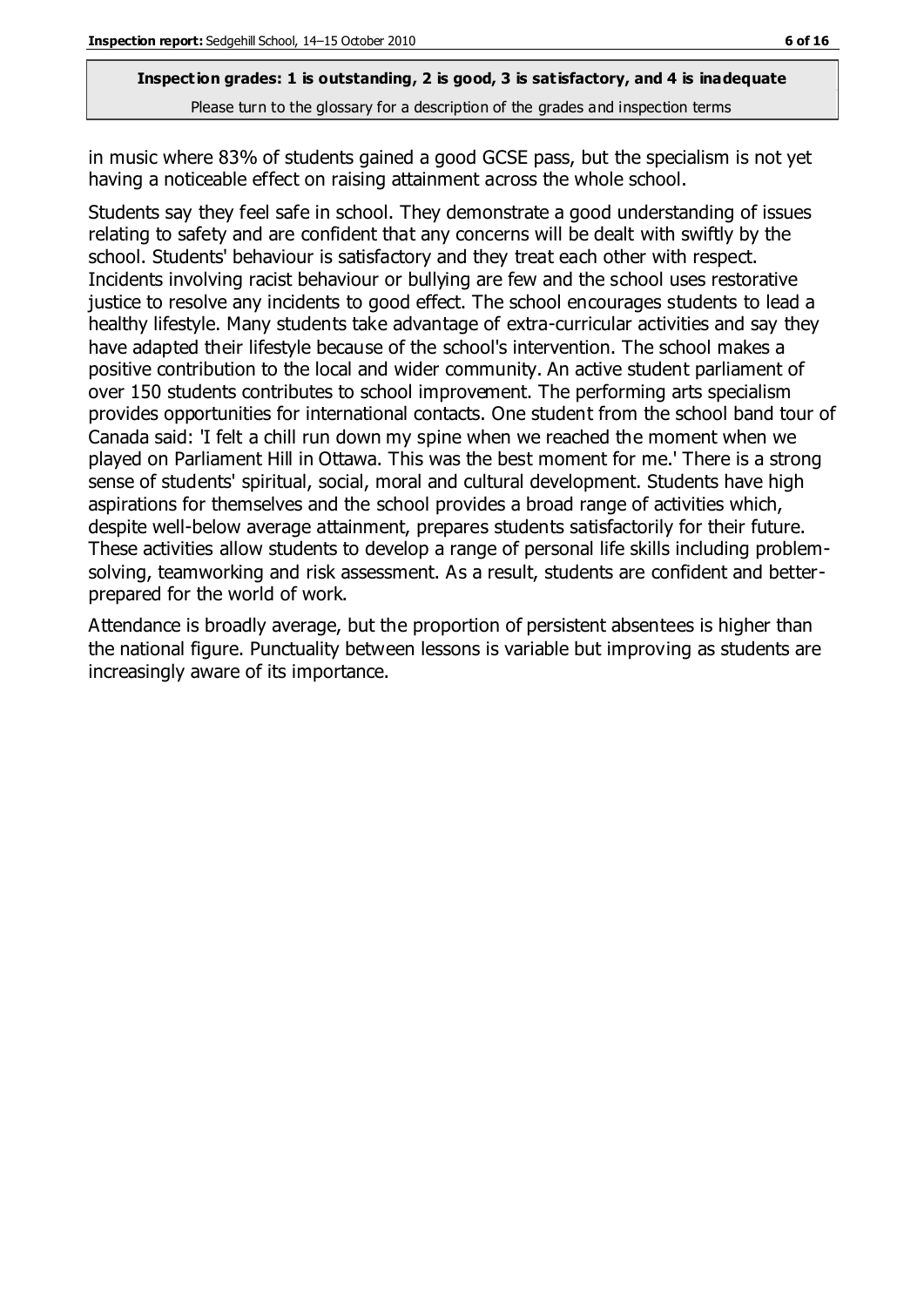in music where 83% of students gained a good GCSE pass, but the specialism is not yet having a noticeable effect on raising attainment across the whole school.

Students say they feel safe in school. They demonstrate a good understanding of issues relating to safety and are confident that any concerns will be dealt with swiftly by the school. Students' behaviour is satisfactory and they treat each other with respect. Incidents involving racist behaviour or bullying are few and the school uses restorative justice to resolve any incidents to good effect. The school encourages students to lead a healthy lifestyle. Many students take advantage of extra-curricular activities and say they have adapted their lifestyle because of the school's intervention. The school makes a positive contribution to the local and wider community. An active student parliament of over 150 students contributes to school improvement. The performing arts specialism provides opportunities for international contacts. One student from the school band tour of Canada said: 'I felt a chill run down my spine when we reached the moment when we played on Parliament Hill in Ottawa. This was the best moment for me.' There is a strong sense of students' spiritual, social, moral and cultural development. Students have high aspirations for themselves and the school provides a broad range of activities which, despite well-below average attainment, prepares students satisfactorily for their future. These activities allow students to develop a range of personal life skills including problem-solving, teamworking and risk assessment. As a result, students are confident and better-prepared for the world of work.

Attendance is broadly average, but the proportion of persistent absentees is higher than the national figure. Punctuality between lessons is variable but improving as students are increasingly aware of its importance.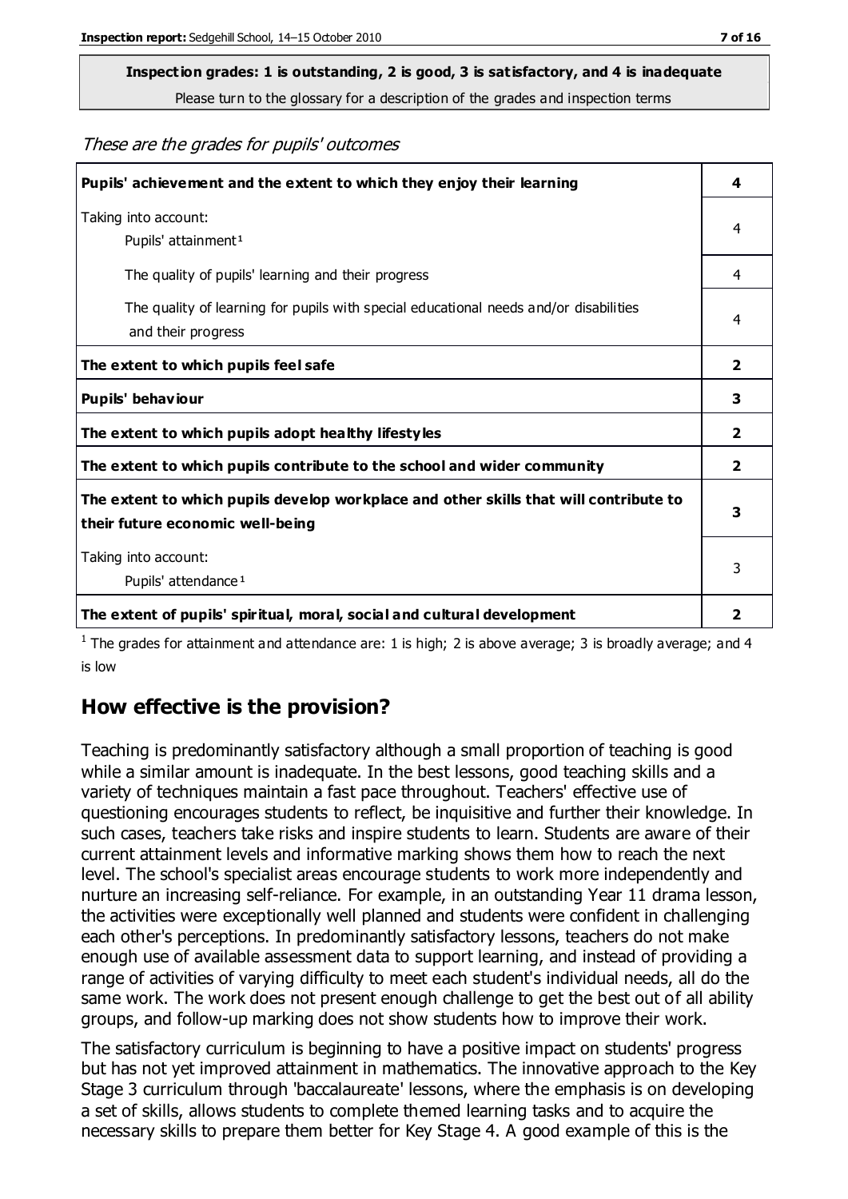**Inspection grades: 1 is outstanding, 2 is good, 3 is satisfactory, and 4 is inadequate**

Please turn to the glossary for a description of the grades and inspection terms

*These are the grades for pupils' outcomes*

| | |
|---|---|
| **Pupils' achievement and the extent to which they enjoy their learning** | **4** |
| Taking into account: Pupils' attainment[1] | 4 |
| The quality of pupils' learning and their progress | 4 |
| The quality of learning for pupils with special educational needs and/or disabilities and their progress | 4 |
| **The extent to which pupils feel safe** | **2** |
| **Pupils' behaviour** | **3** |
| **The extent to which pupils adopt healthy lifestyles** | **2** |
| **The extent to which pupils contribute to the school and wider community** | **2** |
| **The extent to which pupils develop workplace and other skills that will contribute to their future economic well-being** | **3** |
| Taking into account: Pupils' attendance[1] | 3 |
| **The extent of pupils' spiritual, moral, social and cultural development** | **2** |

[1] The grades for attainment and attendance are: 1 is high; 2 is above average; 3 is broadly average; and 4 is low

## How effective is the provision?

Teaching is predominantly satisfactory although a small proportion of teaching is good while a similar amount is inadequate. In the best lessons, good teaching skills and a variety of techniques maintain a fast pace throughout. Teachers' effective use of questioning encourages students to reflect, be inquisitive and further their knowledge. In such cases, teachers take risks and inspire students to learn. Students are aware of their current attainment levels and informative marking shows them how to reach the next level. The school's specialist areas encourage students to work more independently and nurture an increasing self-reliance. For example, in an outstanding Year 11 drama lesson, the activities were exceptionally well planned and students were confident in challenging each other's perceptions. In predominantly satisfactory lessons, teachers do not make enough use of available assessment data to support learning, and instead of providing a range of activities of varying difficulty to meet each student's individual needs, all do the same work. The work does not present enough challenge to get the best out of all ability groups, and follow-up marking does not show students how to improve their work.

The satisfactory curriculum is beginning to have a positive impact on students' progress but has not yet improved attainment in mathematics. The innovative approach to the Key Stage 3 curriculum through 'baccalaureate' lessons, where the emphasis is on developing a set of skills, allows students to complete themed learning tasks and to acquire the necessary skills to prepare them better for Key Stage 4. A good example of this is the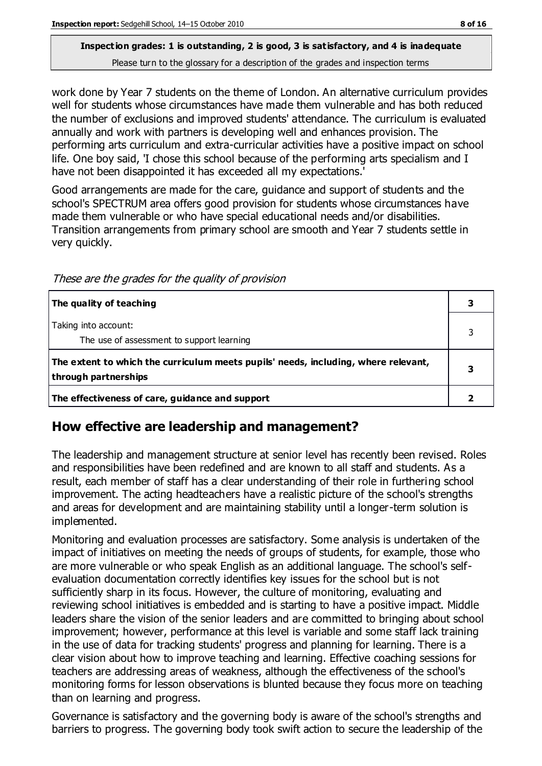**Inspection grades: 1 is outstanding, 2 is good, 3 is satisfactory, and 4 is inadequate**

Please turn to the glossary for a description of the grades and inspection terms

work done by Year 7 students on the theme of London. An alternative curriculum provides well for students whose circumstances have made them vulnerable and has both reduced the number of exclusions and improved students' attendance. The curriculum is evaluated annually and work with partners is developing well and enhances provision. The performing arts curriculum and extra-curricular activities have a positive impact on school life. One boy said, 'I chose this school because of the performing arts specialism and I have not been disappointed it has exceeded all my expectations.'

Good arrangements are made for the care, guidance and support of students and the school's SPECTRUM area offers good provision for students whose circumstances have made them vulnerable or who have special educational needs and/or disabilities. Transition arrangements from primary school are smooth and Year 7 students settle in very quickly.

*These are the grades for the quality of provision*

| | |
|---|---|
| **The quality of teaching** | **3** |
| Taking into account: The use of assessment to support learning | 3 |
| **The extent to which the curriculum meets pupils' needs, including, where relevant, through partnerships** | **3** |
| **The effectiveness of care, guidance and support** | **2** |

## How effective are leadership and management?

The leadership and management structure at senior level has recently been revised. Roles and responsibilities have been redefined and are known to all staff and students. As a result, each member of staff has a clear understanding of their role in furthering school improvement. The acting headteachers have a realistic picture of the school's strengths and areas for development and are maintaining stability until a longer-term solution is implemented.

Monitoring and evaluation processes are satisfactory. Some analysis is undertaken of the impact of initiatives on meeting the needs of groups of students, for example, those who are more vulnerable or who speak English as an additional language. The school's self-evaluation documentation correctly identifies key issues for the school but is not sufficiently sharp in its focus. However, the culture of monitoring, evaluating and reviewing school initiatives is embedded and is starting to have a positive impact. Middle leaders share the vision of the senior leaders and are committed to bringing about school improvement; however, performance at this level is variable and some staff lack training in the use of data for tracking students' progress and planning for learning. There is a clear vision about how to improve teaching and learning. Effective coaching sessions for teachers are addressing areas of weakness, although the effectiveness of the school's monitoring forms for lesson observations is blunted because they focus more on teaching than on learning and progress.

Governance is satisfactory and the governing body is aware of the school's strengths and barriers to progress. The governing body took swift action to secure the leadership of the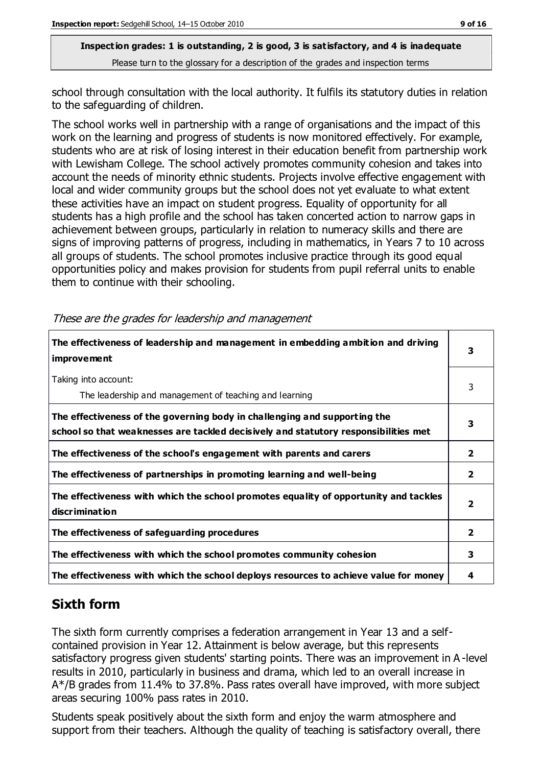**Inspection grades: 1 is outstanding, 2 is good, 3 is satisfactory, and 4 is inadequate**
Please turn to the glossary for a description of the grades and inspection terms

school through consultation with the local authority. It fulfils its statutory duties in relation to the safeguarding of children.

The school works well in partnership with a range of organisations and the impact of this work on the learning and progress of students is now monitored effectively. For example, students who are at risk of losing interest in their education benefit from partnership work with Lewisham College. The school actively promotes community cohesion and takes into account the needs of minority ethnic students. Projects involve effective engagement with local and wider community groups but the school does not yet evaluate to what extent these activities have an impact on student progress. Equality of opportunity for all students has a high profile and the school has taken concerted action to narrow gaps in achievement between groups, particularly in relation to numeracy skills and there are signs of improving patterns of progress, including in mathematics, in Years 7 to 10 across all groups of students. The school promotes inclusive practice through its good equal opportunities policy and makes provision for students from pupil referral units to enable them to continue with their schooling.

*These are the grades for leadership and management*

| | |
|---|---|
| **The effectiveness of leadership and management in embedding ambition and driving improvement** | **3** |
| Taking into account: The leadership and management of teaching and learning | 3 |
| **The effectiveness of the governing body in challenging and supporting the school so that weaknesses are tackled decisively and statutory responsibilities met** | **3** |
| **The effectiveness of the school's engagement with parents and carers** | **2** |
| **The effectiveness of partnerships in promoting learning and well-being** | **2** |
| **The effectiveness with which the school promotes equality of opportunity and tackles discrimination** | **2** |
| **The effectiveness of safeguarding procedures** | **2** |
| **The effectiveness with which the school promotes community cohesion** | **3** |
| **The effectiveness with which the school deploys resources to achieve value for money** | **4** |

## Sixth form

The sixth form currently comprises a federation arrangement in Year 13 and a self-contained provision in Year 12. Attainment is below average, but this represents satisfactory progress given students' starting points. There was an improvement in A-level results in 2010, particularly in business and drama, which led to an overall increase in A*/B grades from 11.4% to 37.8%. Pass rates overall have improved, with more subject areas securing 100% pass rates in 2010.

Students speak positively about the sixth form and enjoy the warm atmosphere and support from their teachers. Although the quality of teaching is satisfactory overall, there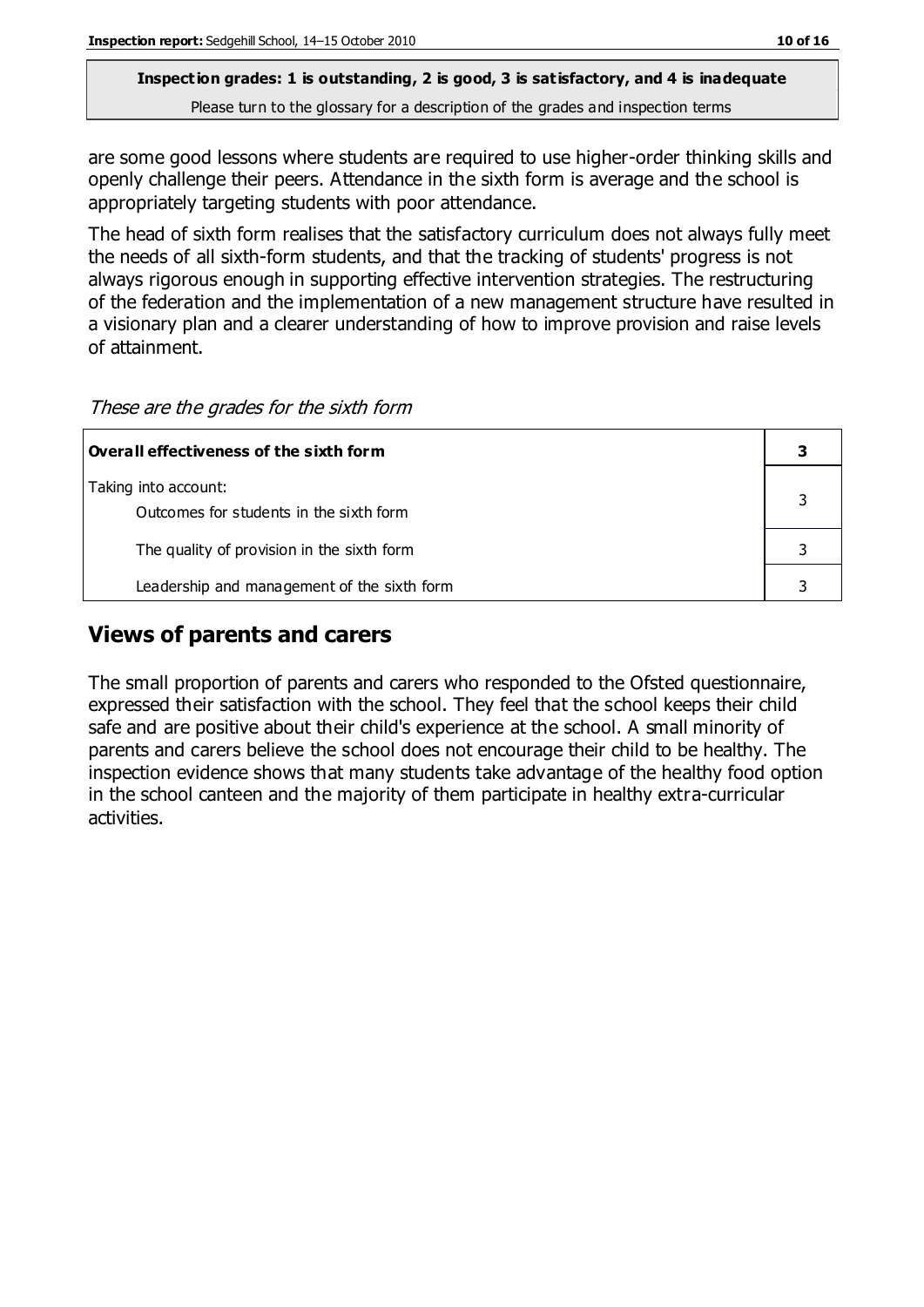are some good lessons where students are required to use higher-order thinking skills and openly challenge their peers. Attendance in the sixth form is average and the school is appropriately targeting students with poor attendance.

The head of sixth form realises that the satisfactory curriculum does not always fully meet the needs of all sixth-form students, and that the tracking of students' progress is not always rigorous enough in supporting effective intervention strategies. The restructuring of the federation and the implementation of a new management structure have resulted in a visionary plan and a clearer understanding of how to improve provision and raise levels of attainment.

*These are the grades for the sixth form*

| **Overall effectiveness of the sixth form** | **3** |
|---|---|
| Taking into account: Outcomes for students in the sixth form | 3 |
| The quality of provision in the sixth form | 3 |
| Leadership and management of the sixth form | 3 |

## Views of parents and carers

The small proportion of parents and carers who responded to the Ofsted questionnaire, expressed their satisfaction with the school. They feel that the school keeps their child safe and are positive about their child's experience at the school. A small minority of parents and carers believe the school does not encourage their child to be healthy. The inspection evidence shows that many students take advantage of the healthy food option in the school canteen and the majority of them participate in healthy extra-curricular activities.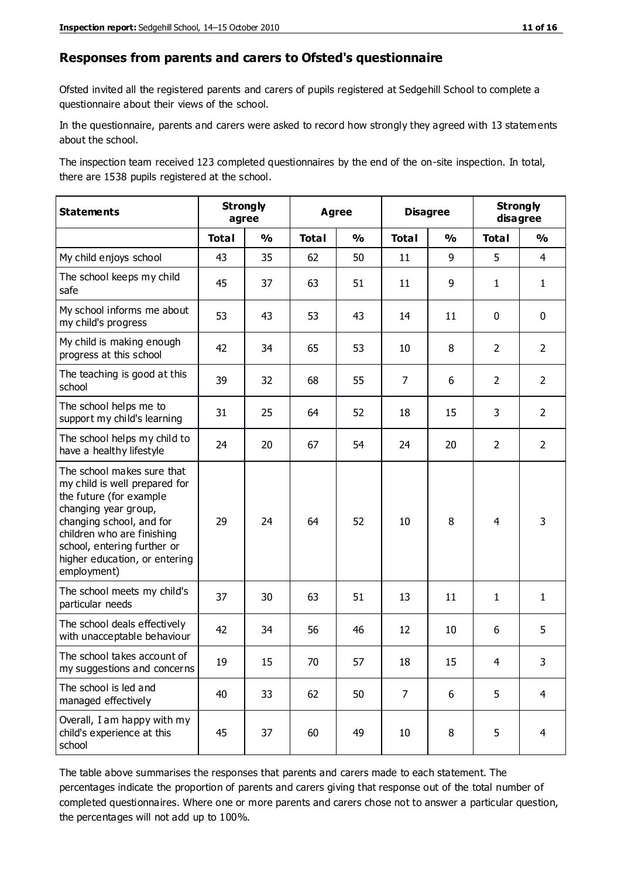## Responses from parents and carers to Ofsted's questionnaire

Ofsted invited all the registered parents and carers of pupils registered at Sedgehill School to complete a questionnaire about their views of the school.

In the questionnaire, parents and carers were asked to record how strongly they agreed with 13 statements about the school.

The inspection team received 123 completed questionnaires by the end of the on-site inspection. In total, there are 1538 pupils registered at the school.

| Statements | Strongly agree | | Agree | | Disagree | | Strongly disagree | |
|---|---|---|---|---|---|---|---|---|
| | Total | % | Total | % | Total | % | Total | % |
| My child enjoys school | 43 | 35 | 62 | 50 | 11 | 9 | 5 | 4 |
| The school keeps my child safe | 45 | 37 | 63 | 51 | 11 | 9 | 1 | 1 |
| My school informs me about my child's progress | 53 | 43 | 53 | 43 | 14 | 11 | 0 | 0 |
| My child is making enough progress at this school | 42 | 34 | 65 | 53 | 10 | 8 | 2 | 2 |
| The teaching is good at this school | 39 | 32 | 68 | 55 | 7 | 6 | 2 | 2 |
| The school helps me to support my child's learning | 31 | 25 | 64 | 52 | 18 | 15 | 3 | 2 |
| The school helps my child to have a healthy lifestyle | 24 | 20 | 67 | 54 | 24 | 20 | 2 | 2 |
| The school makes sure that my child is well prepared for the future (for example changing year group, changing school, and for children who are finishing school, entering further or higher education, or entering employment) | 29 | 24 | 64 | 52 | 10 | 8 | 4 | 3 |
| The school meets my child's particular needs | 37 | 30 | 63 | 51 | 13 | 11 | 1 | 1 |
| The school deals effectively with unacceptable behaviour | 42 | 34 | 56 | 46 | 12 | 10 | 6 | 5 |
| The school takes account of my suggestions and concerns | 19 | 15 | 70 | 57 | 18 | 15 | 4 | 3 |
| The school is led and managed effectively | 40 | 33 | 62 | 50 | 7 | 6 | 5 | 4 |
| Overall, I am happy with my child's experience at this school | 45 | 37 | 60 | 49 | 10 | 8 | 5 | 4 |

The table above summarises the responses that parents and carers made to each statement. The percentages indicate the proportion of parents and carers giving that response out of the total number of completed questionnaires. Where one or more parents and carers chose not to answer a particular question, the percentages will not add up to 100%.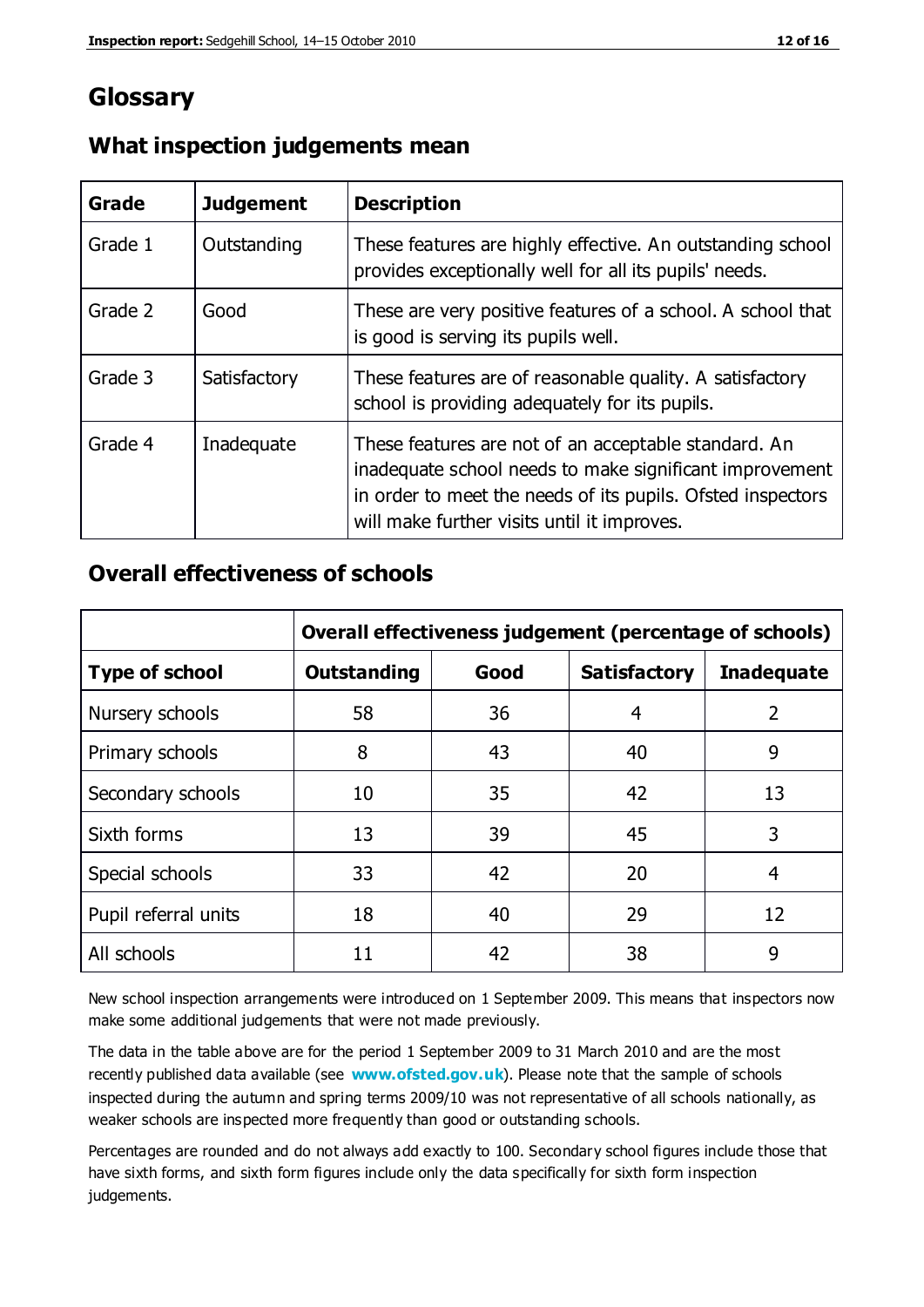# Glossary

## What inspection judgements mean

| Grade | Judgement | Description |
| --- | --- | --- |
| Grade 1 | Outstanding | These features are highly effective. An outstanding school provides exceptionally well for all its pupils' needs. |
| Grade 2 | Good | These are very positive features of a school. A school that is good is serving its pupils well. |
| Grade 3 | Satisfactory | These features are of reasonable quality. A satisfactory school is providing adequately for its pupils. |
| Grade 4 | Inadequate | These features are not of an acceptable standard. An inadequate school needs to make significant improvement in order to meet the needs of its pupils. Ofsted inspectors will make further visits until it improves. |

## Overall effectiveness of schools

| | Overall effectiveness judgement (percentage of schools) | | | |
| --- | --- | --- | --- | --- |
| **Type of school** | **Outstanding** | **Good** | **Satisfactory** | **Inadequate** |
| Nursery schools | 58 | 36 | 4 | 2 |
| Primary schools | 8 | 43 | 40 | 9 |
| Secondary schools | 10 | 35 | 42 | 13 |
| Sixth forms | 13 | 39 | 45 | 3 |
| Special schools | 33 | 42 | 20 | 4 |
| Pupil referral units | 18 | 40 | 29 | 12 |
| All schools | 11 | 42 | 38 | 9 |

New school inspection arrangements were introduced on 1 September 2009. This means that inspectors now make some additional judgements that were not made previously.

The data in the table above are for the period 1 September 2009 to 31 March 2010 and are the most recently published data available (see **www.ofsted.gov.uk**). Please note that the sample of schools inspected during the autumn and spring terms 2009/10 was not representative of all schools nationally, as weaker schools are inspected more frequently than good or outstanding schools.

Percentages are rounded and do not always add exactly to 100. Secondary school figures include those that have sixth forms, and sixth form figures include only the data specifically for sixth form inspection judgements.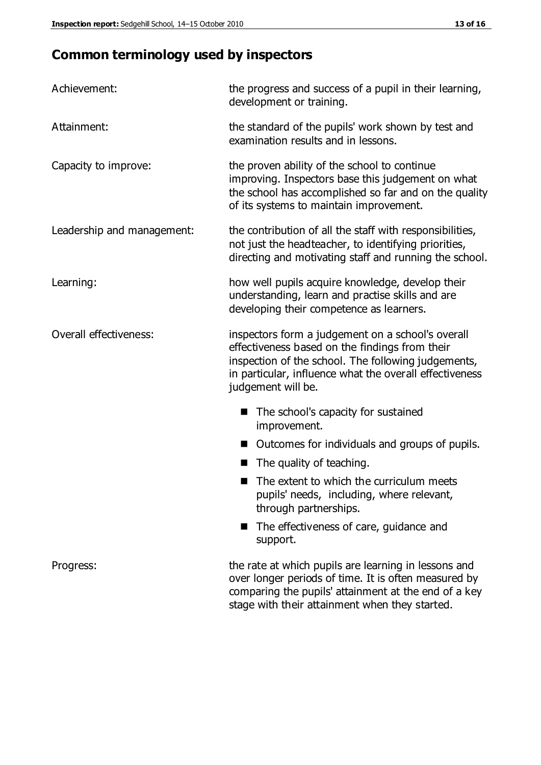## Common terminology used by inspectors

| | |
|---|---|
| Achievement: | the progress and success of a pupil in their learning, development or training. |
| Attainment: | the standard of the pupils' work shown by test and examination results and in lessons. |
| Capacity to improve: | the proven ability of the school to continue improving. Inspectors base this judgement on what the school has accomplished so far and on the quality of its systems to maintain improvement. |
| Leadership and management: | the contribution of all the staff with responsibilities, not just the headteacher, to identifying priorities, directing and motivating staff and running the school. |
| Learning: | how well pupils acquire knowledge, develop their understanding, learn and practise skills and are developing their competence as learners. |
| Overall effectiveness: | inspectors form a judgement on a school's overall effectiveness based on the findings from their inspection of the school. The following judgements, in particular, influence what the overall effectiveness judgement will be.<br>■ The school's capacity for sustained improvement.<br>■ Outcomes for individuals and groups of pupils.<br>■ The quality of teaching.<br>■ The extent to which the curriculum meets pupils' needs, including, where relevant, through partnerships.<br>■ The effectiveness of care, guidance and support. |
| Progress: | the rate at which pupils are learning in lessons and over longer periods of time. It is often measured by comparing the pupils' attainment at the end of a key stage with their attainment when they started. |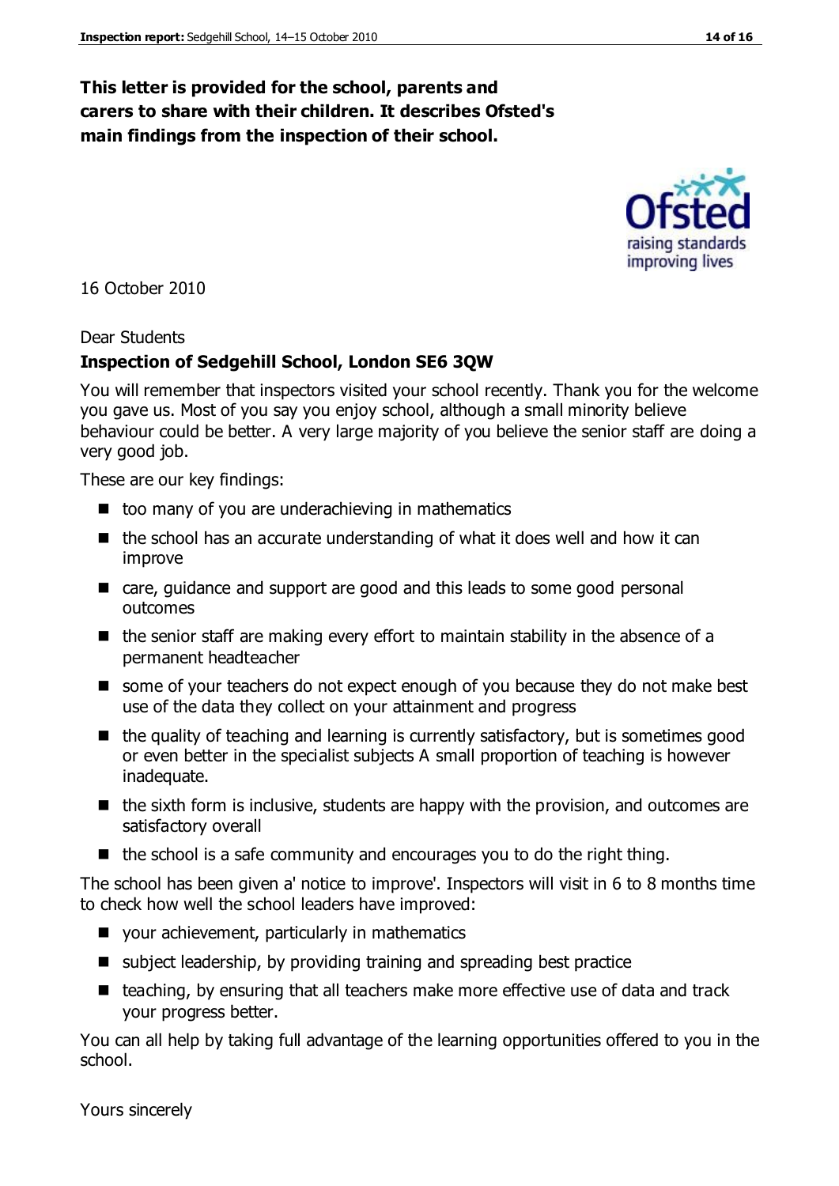**This letter is provided for the school, parents and carers to share with their children. It describes Ofsted's main findings from the inspection of their school.**

16 October 2010

Dear Students

**Inspection of Sedgehill School, London SE6 3QW**

You will remember that inspectors visited your school recently. Thank you for the welcome you gave us. Most of you say you enjoy school, although a small minority believe behaviour could be better. A very large majority of you believe the senior staff are doing a very good job.

These are our key findings:

- too many of you are underachieving in mathematics
- the school has an accurate understanding of what it does well and how it can improve
- care, guidance and support are good and this leads to some good personal outcomes
- the senior staff are making every effort to maintain stability in the absence of a permanent headteacher
- some of your teachers do not expect enough of you because they do not make best use of the data they collect on your attainment and progress
- the quality of teaching and learning is currently satisfactory, but is sometimes good or even better in the specialist subjects A small proportion of teaching is however inadequate.
- the sixth form is inclusive, students are happy with the provision, and outcomes are satisfactory overall
- the school is a safe community and encourages you to do the right thing.

The school has been given a' notice to improve'. Inspectors will visit in 6 to 8 months time to check how well the school leaders have improved:

- your achievement, particularly in mathematics
- subject leadership, by providing training and spreading best practice
- teaching, by ensuring that all teachers make more effective use of data and track your progress better.

You can all help by taking full advantage of the learning opportunities offered to you in the school.

Yours sincerely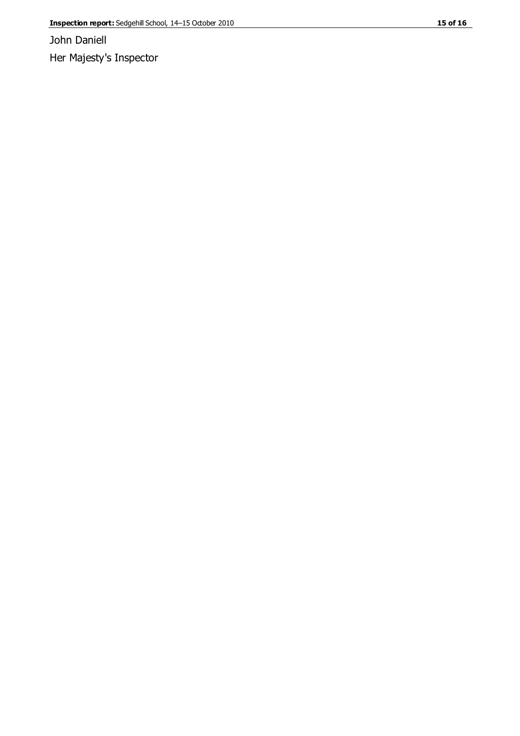John Daniell

Her Majesty's Inspector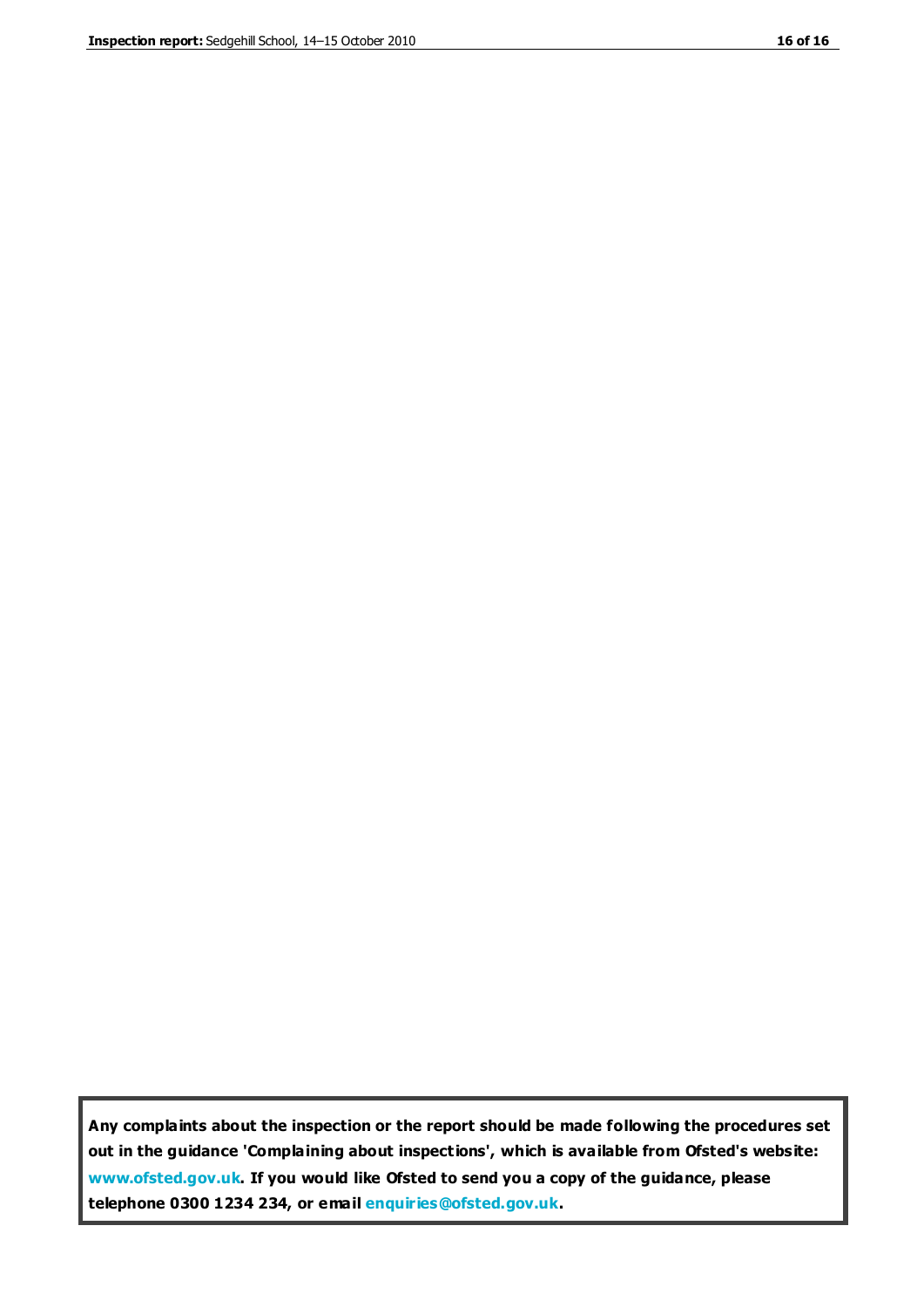**Any complaints about the inspection or the report should be made following the procedures set out in the guidance 'Complaining about inspections', which is available from Ofsted's website: www.ofsted.gov.uk. If you would like Ofsted to send you a copy of the guidance, please telephone 0300 1234 234, or email enquiries@ofsted.gov.uk.**